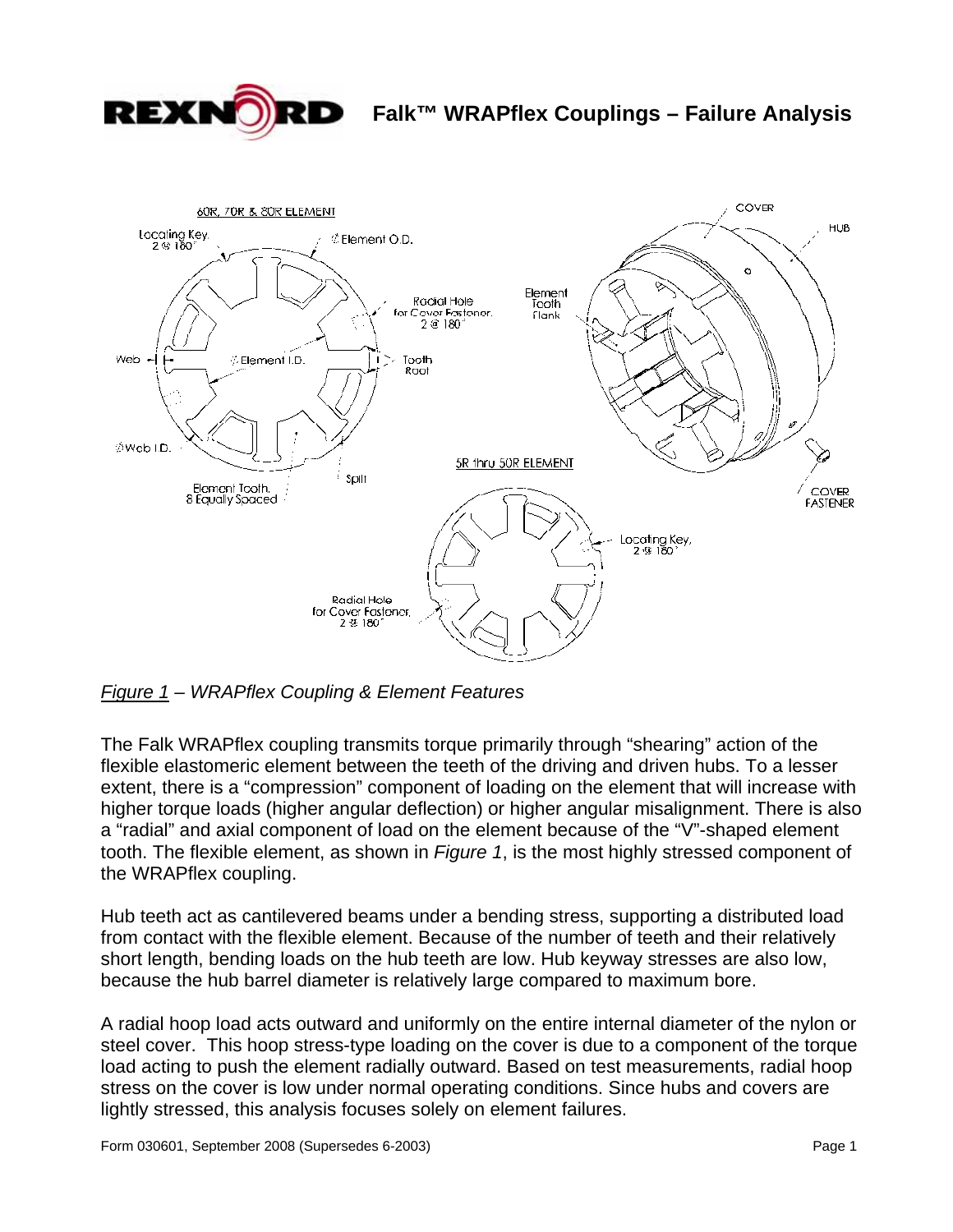# Falk™ WRAPflex Couplings – Failure Analysis

*Figure 1 – WRAPflex Coupling & Element Features*

The Falk WRAPflex coupling transmits torque primarily through "shearing" action of the flexible elastomeric element between the teeth of the driving and driven hubs. To a lesser extent, there is a "compression" component of loading on the element that will increase with higher torque loads (higher angular deflection) or higher angular misalignment. There is also a "radial" and axial component of load on the element because of the "V"-shaped element tooth. The flexible element, as shown in *Figure 1*, is the most highly stressed component of the WRAPflex coupling.

Hub teeth act as cantilevered beams under a bending stress, supporting a distributed load from contact with the flexible element. Because of the number of teeth and their relatively short length, bending loads on the hub teeth are low. Hub keyway stresses are also low, because the hub barrel diameter is relatively large compared to maximum bore.

A radial hoop load acts outward and uniformly on the entire internal diameter of the nylon or steel cover. This hoop stress-type loading on the cover is due to a component of the torque load acting to push the element radially outward. Based on test measurements, radial hoop stress on the cover is low under normal operating conditions. Since hubs and covers are lightly stressed, this analysis focuses solely on element failures.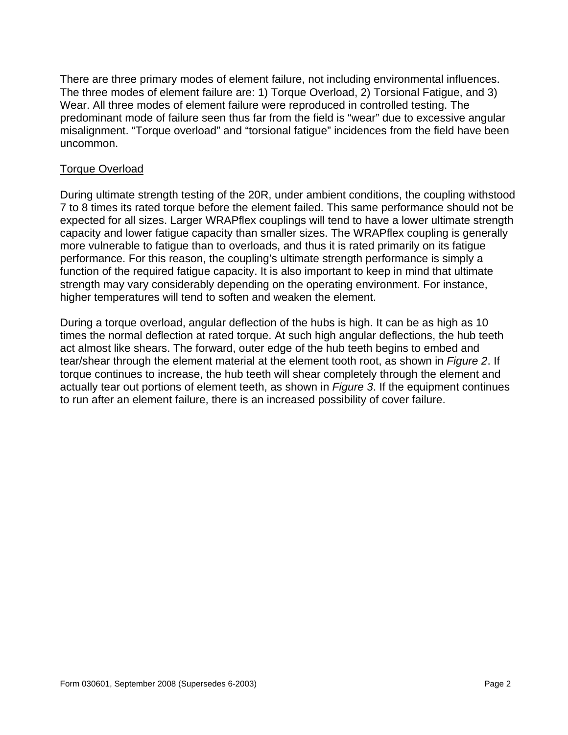There are three primary modes of element failure, not including environmental influences. The three modes of element failure are: 1) Torque Overload, 2) Torsional Fatigue, and 3) Wear. All three modes of element failure were reproduced in controlled testing. The predominant mode of failure seen thus far from the field is “wear” due to excessive angular misalignment. “Torque overload” and “torsional fatigue” incidences from the field have been uncommon.

<u>Torque Overload</u>

During ultimate strength testing of the 20R, under ambient conditions, the coupling withstood 7 to 8 times its rated torque before the element failed. This same performance should not be expected for all sizes. Larger WRAPflex couplings will tend to have a lower ultimate strength capacity and lower fatigue capacity than smaller sizes. The WRAPflex coupling is generally more vulnerable to fatigue than to overloads, and thus it is rated primarily on its fatigue performance. For this reason, the coupling’s ultimate strength performance is simply a function of the required fatigue capacity. It is also important to keep in mind that ultimate strength may vary considerably depending on the operating environment. For instance, higher temperatures will tend to soften and weaken the element.

During a torque overload, angular deflection of the hubs is high. It can be as high as 10 times the normal deflection at rated torque. At such high angular deflections, the hub teeth act almost like shears. The forward, outer edge of the hub teeth begins to embed and tear/shear through the element material at the element tooth root, as shown in *Figure 2*. If torque continues to increase, the hub teeth will shear completely through the element and actually tear out portions of element teeth, as shown in *Figure 3*. If the equipment continues to run after an element failure, there is an increased possibility of cover failure.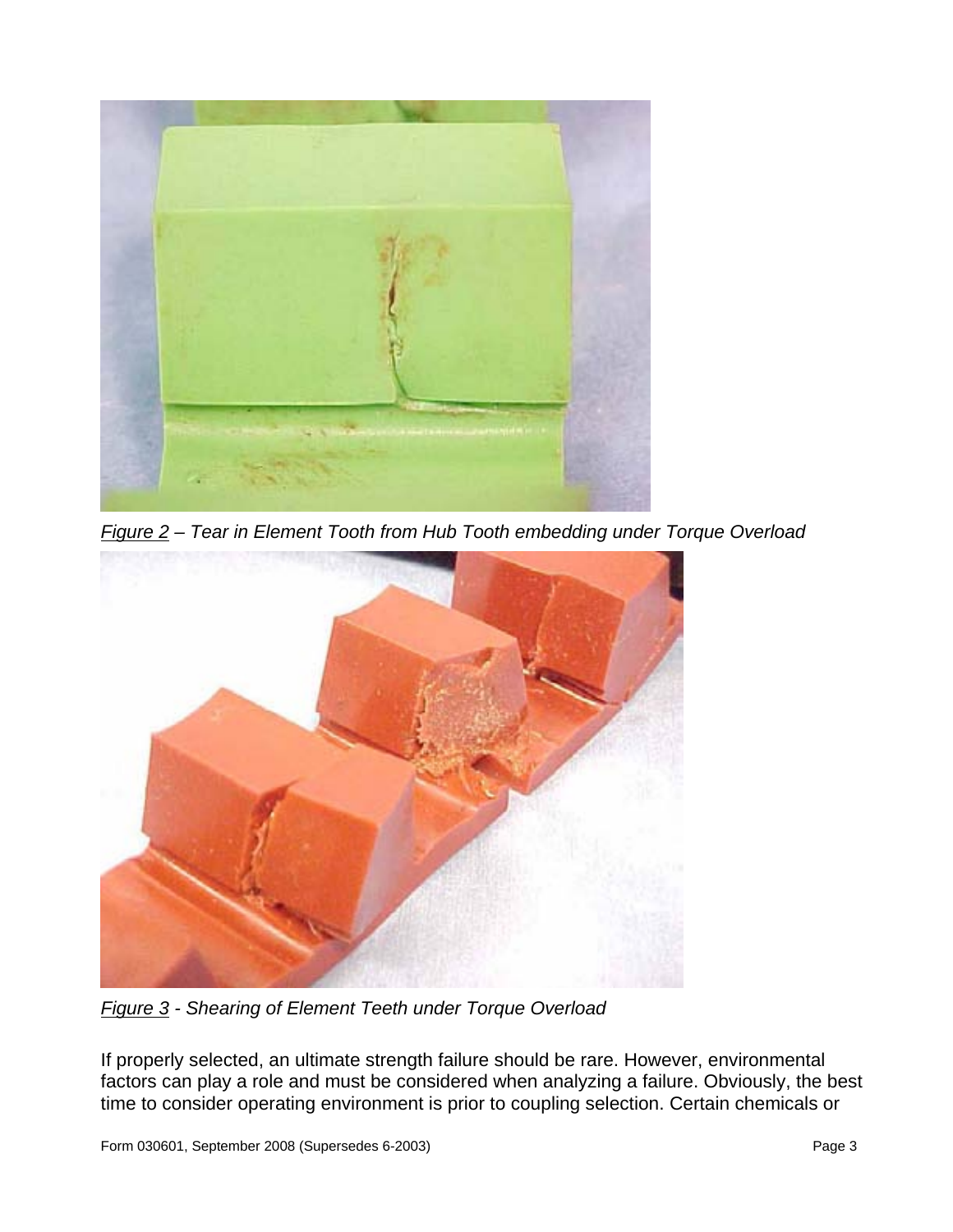*Figure 2* – *Tear in Element Tooth from Hub Tooth embedding under Torque Overload*

*Figure 3* - *Shearing of Element Teeth under Torque Overload*

If properly selected, an ultimate strength failure should be rare. However, environmental factors can play a role and must be considered when analyzing a failure. Obviously, the best time to consider operating environment is prior to coupling selection. Certain chemicals or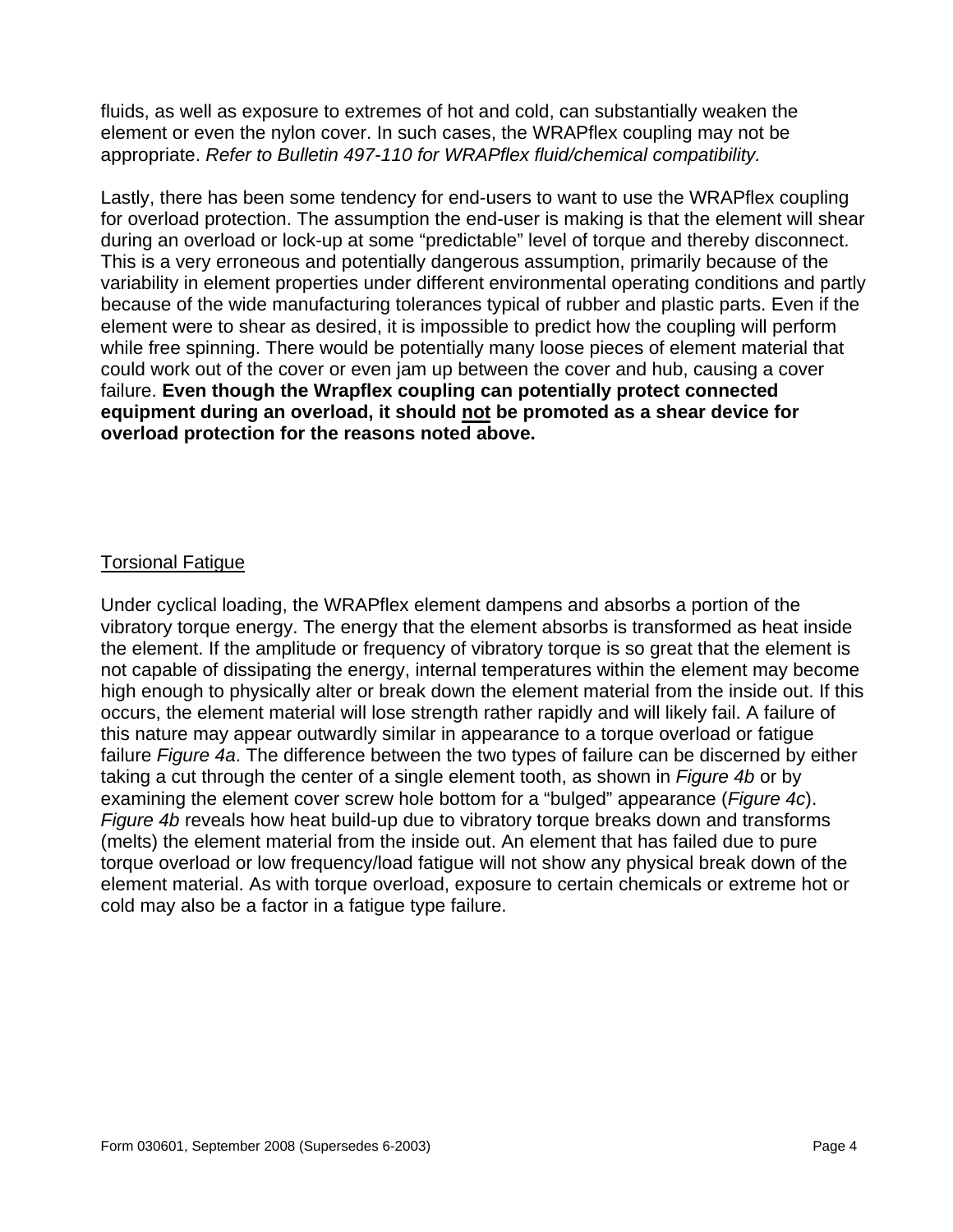fluids, as well as exposure to extremes of hot and cold, can substantially weaken the element or even the nylon cover. In such cases, the WRAPflex coupling may not be appropriate. *Refer to Bulletin 497-110 for WRAPflex fluid/chemical compatibility.*

Lastly, there has been some tendency for end-users to want to use the WRAPflex coupling for overload protection. The assumption the end-user is making is that the element will shear during an overload or lock-up at some "predictable" level of torque and thereby disconnect. This is a very erroneous and potentially dangerous assumption, primarily because of the variability in element properties under different environmental operating conditions and partly because of the wide manufacturing tolerances typical of rubber and plastic parts. Even if the element were to shear as desired, it is impossible to predict how the coupling will perform while free spinning. There would be potentially many loose pieces of element material that could work out of the cover or even jam up between the cover and hub, causing a cover failure. **Even though the Wrapflex coupling can potentially protect connected equipment during an overload, it should <u>not</u> be promoted as a shear device for overload protection for the reasons noted above.**

## <u>Torsional Fatigue</u>

Under cyclical loading, the WRAPflex element dampens and absorbs a portion of the vibratory torque energy. The energy that the element absorbs is transformed as heat inside the element. If the amplitude or frequency of vibratory torque is so great that the element is not capable of dissipating the energy, internal temperatures within the element may become high enough to physically alter or break down the element material from the inside out. If this occurs, the element material will lose strength rather rapidly and will likely fail. A failure of this nature may appear outwardly similar in appearance to a torque overload or fatigue failure *Figure 4a*. The difference between the two types of failure can be discerned by either taking a cut through the center of a single element tooth, as shown in *Figure 4b* or by examining the element cover screw hole bottom for a "bulged" appearance (*Figure 4c*). *Figure 4b* reveals how heat build-up due to vibratory torque breaks down and transforms (melts) the element material from the inside out. An element that has failed due to pure torque overload or low frequency/load fatigue will not show any physical break down of the element material. As with torque overload, exposure to certain chemicals or extreme hot or cold may also be a factor in a fatigue type failure.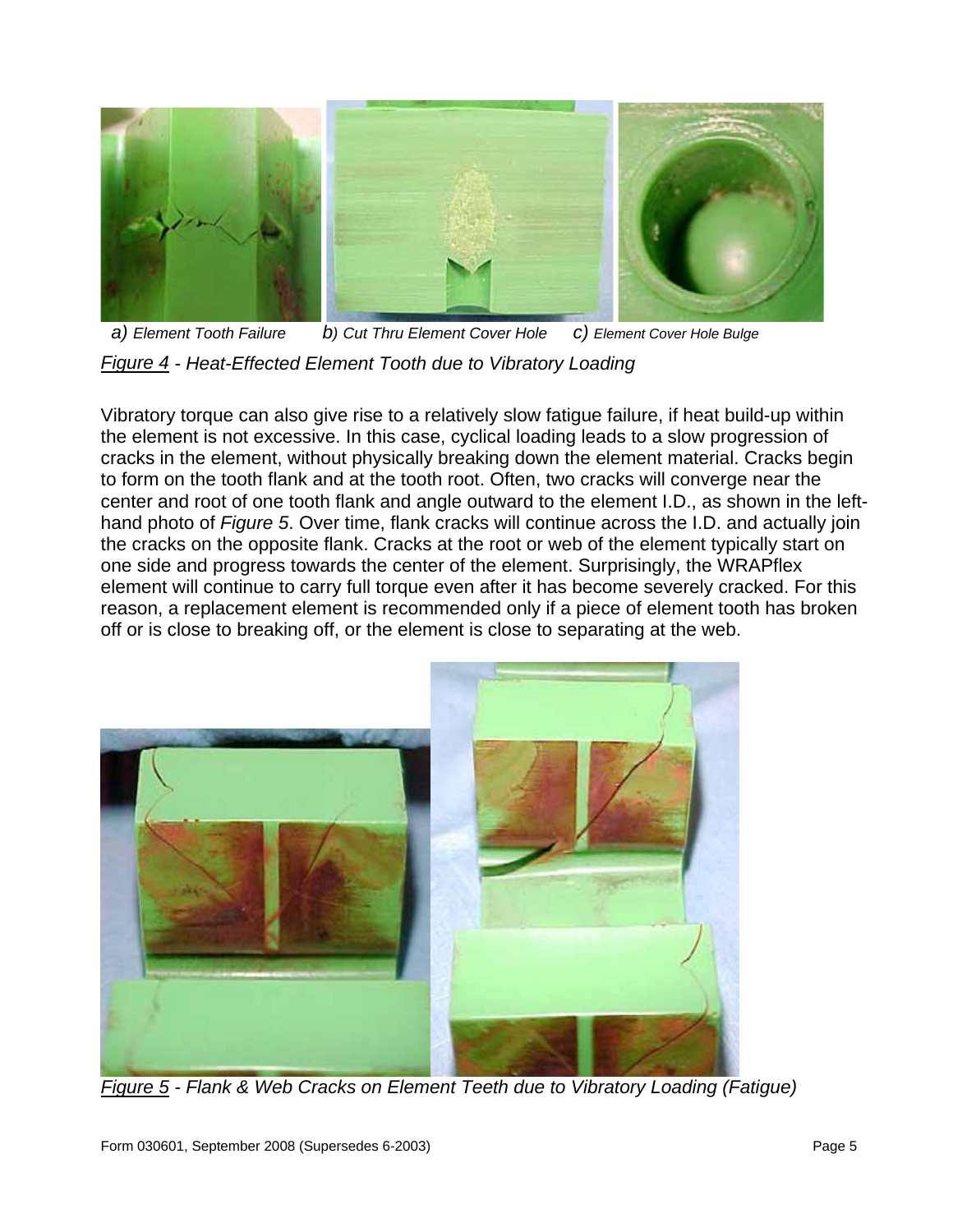a) *Element Tooth Failure* b) *Cut Thru Element Cover Hole* c) *Element Cover Hole Bulge*

*Figure 4 - Heat-Effected Element Tooth due to Vibratory Loading*

Vibratory torque can also give rise to a relatively slow fatigue failure, if heat build-up within the element is not excessive. In this case, cyclical loading leads to a slow progression of cracks in the element, without physically breaking down the element material. Cracks begin to form on the tooth flank and at the tooth root. Often, two cracks will converge near the center and root of one tooth flank and angle outward to the element I.D., as shown in the left-hand photo of *Figure 5*. Over time, flank cracks will continue across the I.D. and actually join the cracks on the opposite flank. Cracks at the root or web of the element typically start on one side and progress towards the center of the element. Surprisingly, the WRAPflex element will continue to carry full torque even after it has become severely cracked. For this reason, a replacement element is recommended only if a piece of element tooth has broken off or is close to breaking off, or the element is close to separating at the web.

*Figure 5 - Flank & Web Cracks on Element Teeth due to Vibratory Loading (Fatigue)*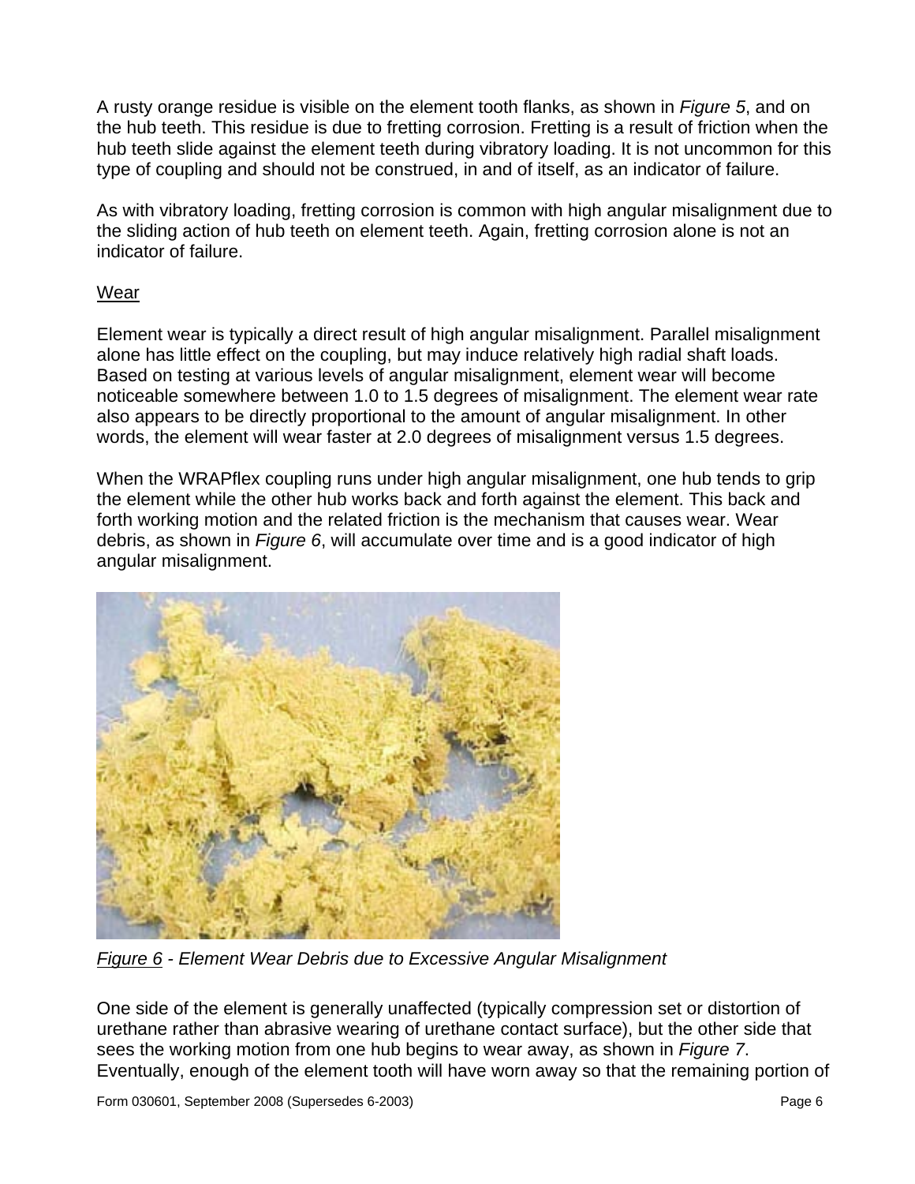A rusty orange residue is visible on the element tooth flanks, as shown in *Figure 5*, and on the hub teeth. This residue is due to fretting corrosion. Fretting is a result of friction when the hub teeth slide against the element teeth during vibratory loading. It is not uncommon for this type of coupling and should not be construed, in and of itself, as an indicator of failure.

As with vibratory loading, fretting corrosion is common with high angular misalignment due to the sliding action of hub teeth on element teeth. Again, fretting corrosion alone is not an indicator of failure.

## Wear

Element wear is typically a direct result of high angular misalignment. Parallel misalignment alone has little effect on the coupling, but may induce relatively high radial shaft loads. Based on testing at various levels of angular misalignment, element wear will become noticeable somewhere between 1.0 to 1.5 degrees of misalignment. The element wear rate also appears to be directly proportional to the amount of angular misalignment. In other words, the element will wear faster at 2.0 degrees of misalignment versus 1.5 degrees.

When the WRAPflex coupling runs under high angular misalignment, one hub tends to grip the element while the other hub works back and forth against the element. This back and forth working motion and the related friction is the mechanism that causes wear. Wear debris, as shown in *Figure 6*, will accumulate over time and is a good indicator of high angular misalignment.

*Figure 6 - Element Wear Debris due to Excessive Angular Misalignment*

One side of the element is generally unaffected (typically compression set or distortion of urethane rather than abrasive wearing of urethane contact surface), but the other side that sees the working motion from one hub begins to wear away, as shown in *Figure 7*. Eventually, enough of the element tooth will have worn away so that the remaining portion of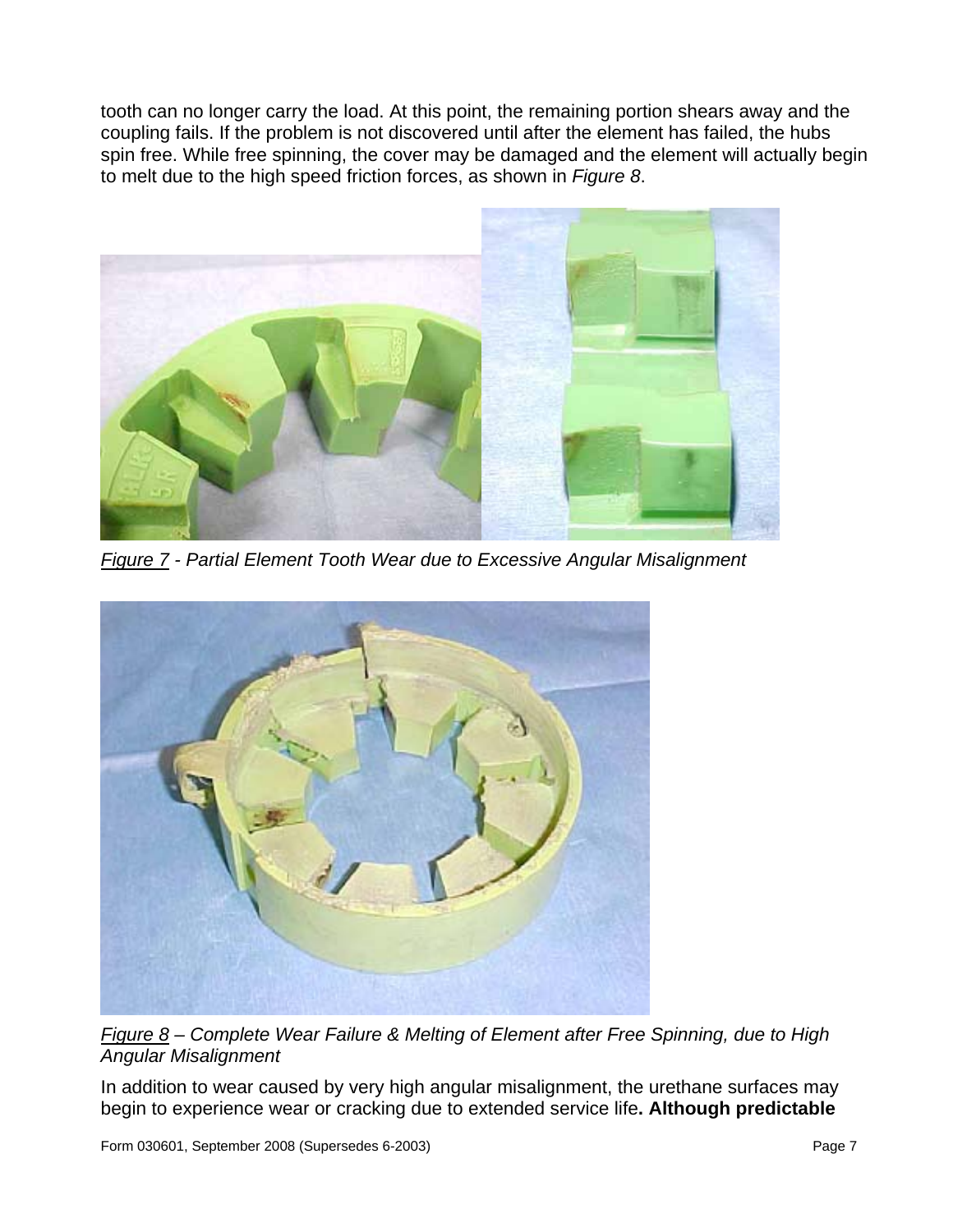tooth can no longer carry the load. At this point, the remaining portion shears away and the coupling fails. If the problem is not discovered until after the element has failed, the hubs spin free. While free spinning, the cover may be damaged and the element will actually begin to melt due to the high speed friction forces, as shown in *Figure 8*.

*Figure 7 - Partial Element Tooth Wear due to Excessive Angular Misalignment*

*Figure 8 – Complete Wear Failure & Melting of Element after Free Spinning, due to High Angular Misalignment*

In addition to wear caused by very high angular misalignment, the urethane surfaces may begin to experience wear or cracking due to extended service life**. Although predictable**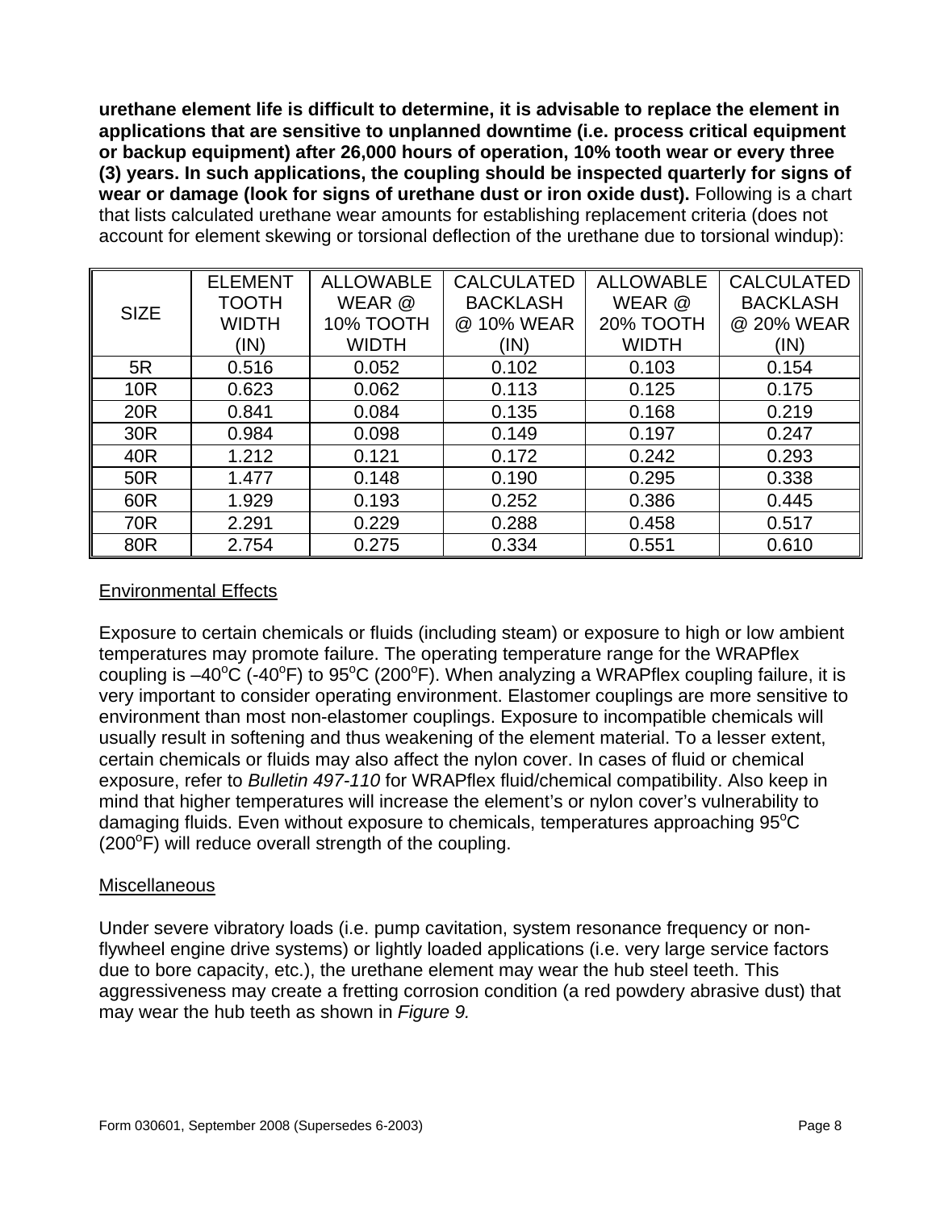**urethane element life is difficult to determine, it is advisable to replace the element in applications that are sensitive to unplanned downtime (i.e. process critical equipment or backup equipment) after 26,000 hours of operation, 10% tooth wear or every three (3) years. In such applications, the coupling should be inspected quarterly for signs of wear or damage (look for signs of urethane dust or iron oxide dust).** Following is a chart that lists calculated urethane wear amounts for establishing replacement criteria (does not account for element skewing or torsional deflection of the urethane due to torsional windup):

| SIZE | ELEMENT TOOTH WIDTH (IN) | ALLOWABLE WEAR @ 10% TOOTH WIDTH | CALCULATED BACKLASH @ 10% WEAR (IN) | ALLOWABLE WEAR @ 20% TOOTH WIDTH | CALCULATED BACKLASH @ 20% WEAR (IN) |
|---|---|---|---|---|---|
| 5R | 0.516 | 0.052 | 0.102 | 0.103 | 0.154 |
| 10R | 0.623 | 0.062 | 0.113 | 0.125 | 0.175 |
| 20R | 0.841 | 0.084 | 0.135 | 0.168 | 0.219 |
| 30R | 0.984 | 0.098 | 0.149 | 0.197 | 0.247 |
| 40R | 1.212 | 0.121 | 0.172 | 0.242 | 0.293 |
| 50R | 1.477 | 0.148 | 0.190 | 0.295 | 0.338 |
| 60R | 1.929 | 0.193 | 0.252 | 0.386 | 0.445 |
| 70R | 2.291 | 0.229 | 0.288 | 0.458 | 0.517 |
| 80R | 2.754 | 0.275 | 0.334 | 0.551 | 0.610 |

## Environmental Effects

Exposure to certain chemicals or fluids (including steam) or exposure to high or low ambient temperatures may promote failure. The operating temperature range for the WRAPflex coupling is –40$^{o}$C (-40$^{o}$F) to 95$^{o}$C (200$^{o}$F). When analyzing a WRAPflex coupling failure, it is very important to consider operating environment. Elastomer couplings are more sensitive to environment than most non-elastomer couplings. Exposure to incompatible chemicals will usually result in softening and thus weakening of the element material. To a lesser extent, certain chemicals or fluids may also affect the nylon cover. In cases of fluid or chemical exposure, refer to *Bulletin 497-110* for WRAPflex fluid/chemical compatibility. Also keep in mind that higher temperatures will increase the element's or nylon cover's vulnerability to damaging fluids. Even without exposure to chemicals, temperatures approaching 95$^{o}$C (200$^{o}$F) will reduce overall strength of the coupling.

## Miscellaneous

Under severe vibratory loads (i.e. pump cavitation, system resonance frequency or non-flywheel engine drive systems) or lightly loaded applications (i.e. very large service factors due to bore capacity, etc.), the urethane element may wear the hub steel teeth. This aggressiveness may create a fretting corrosion condition (a red powdery abrasive dust) that may wear the hub teeth as shown in *Figure 9.*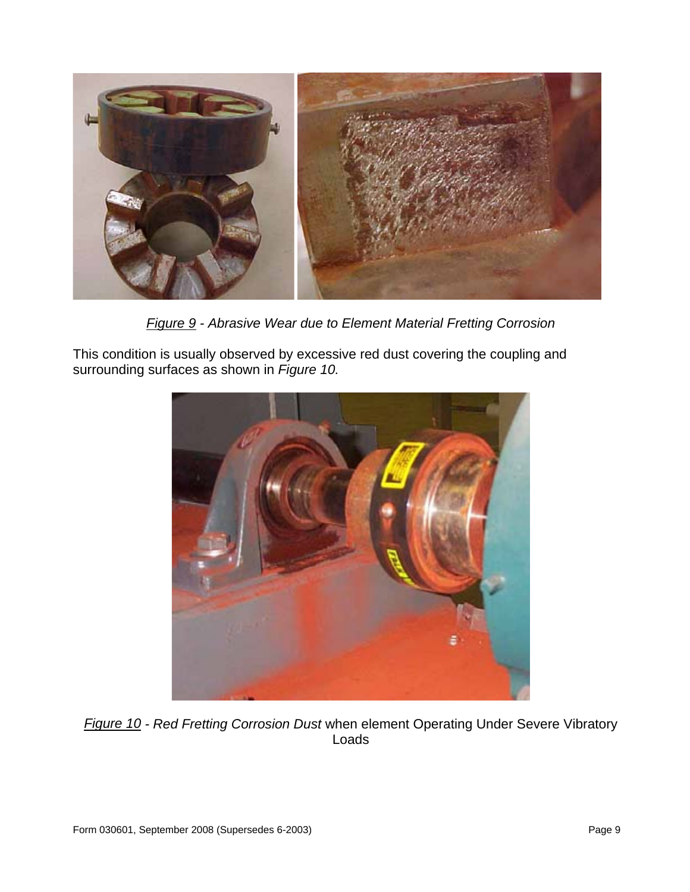*Figure 9 - Abrasive Wear due to Element Material Fretting Corrosion*

This condition is usually observed by excessive red dust covering the coupling and surrounding surfaces as shown in *Figure 10.*

*Figure 10 - Red Fretting Corrosion Dust* when element Operating Under Severe Vibratory Loads